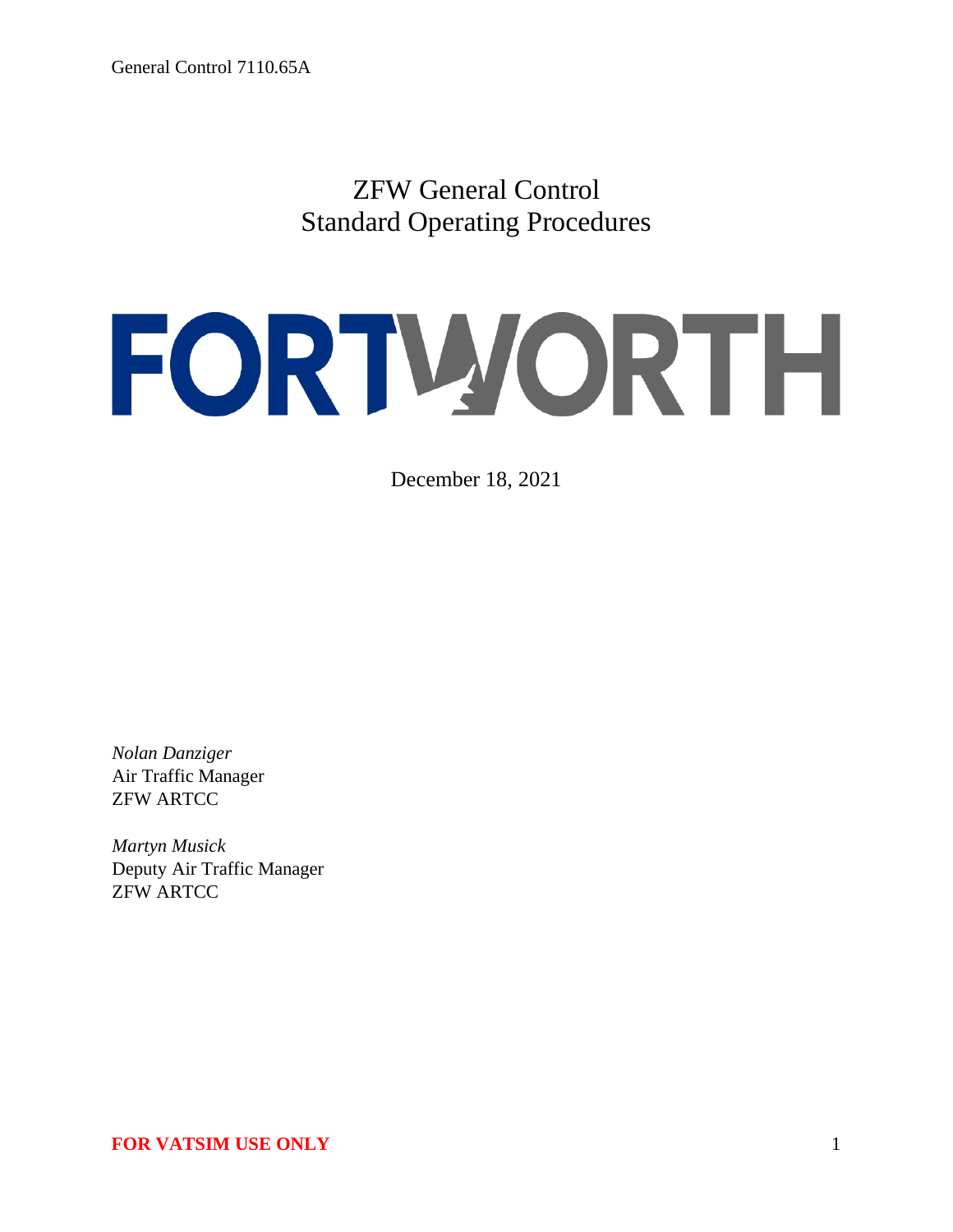# ZFW General Control
# Standard Operating Procedures

FORTWORTH

December 18, 2021

*Nolan Danziger*
Air Traffic Manager
ZFW ARTCC

*Martyn Musick*
Deputy Air Traffic Manager
ZFW ARTCC

**FOR VATSIM USE ONLY**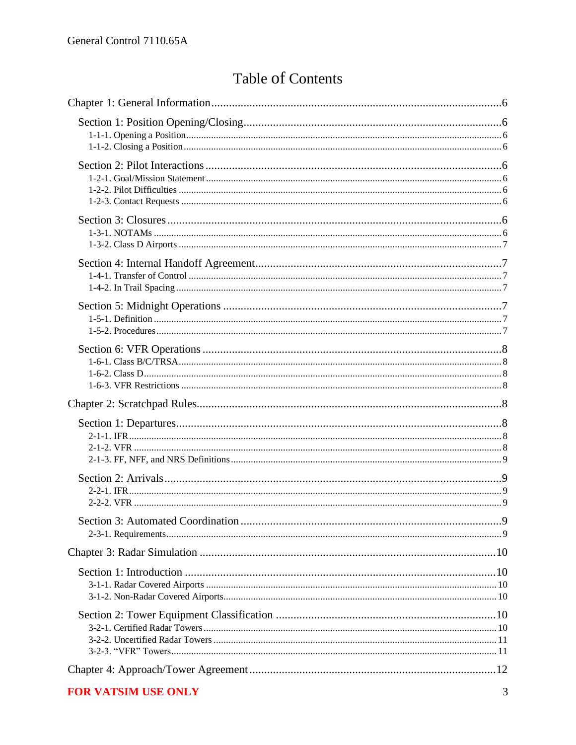# Table of Contents

Chapter 1: General Information ........ 6

- Section 1: Position Opening/Closing ........ 6
  - 1-1-1. Opening a Position ........ 6
  - 1-1-2. Closing a Position ........ 6
- Section 2: Pilot Interactions ........ 6
  - 1-2-1. Goal/Mission Statement ........ 6
  - 1-2-2. Pilot Difficulties ........ 6
  - 1-2-3. Contact Requests ........ 6
- Section 3: Closures ........ 6
  - 1-3-1. NOTAMs ........ 6
  - 1-3-2. Class D Airports ........ 7
- Section 4: Internal Handoff Agreement ........ 7
  - 1-4-1. Transfer of Control ........ 7
  - 1-4-2. In Trail Spacing ........ 7
- Section 5: Midnight Operations ........ 7
  - 1-5-1. Definition ........ 7
  - 1-5-2. Procedures ........ 7
- Section 6: VFR Operations ........ 8
  - 1-6-1. Class B/C/TRSA ........ 8
  - 1-6-2. Class D ........ 8
  - 1-6-3. VFR Restrictions ........ 8

Chapter 2: Scratchpad Rules ........ 8

- Section 1: Departures ........ 8
  - 2-1-1. IFR ........ 8
  - 2-1-2. VFR ........ 8
  - 2-1-3. FF, NFF, and NRS Definitions ........ 9
- Section 2: Arrivals ........ 9
  - 2-2-1. IFR ........ 9
  - 2-2-2. VFR ........ 9
- Section 3: Automated Coordination ........ 9
  - 2-3-1. Requirements ........ 9

Chapter 3: Radar Simulation ........ 10

- Section 1: Introduction ........ 10
  - 3-1-1. Radar Covered Airports ........ 10
  - 3-1-2. Non-Radar Covered Airports ........ 10
- Section 2: Tower Equipment Classification ........ 10
  - 3-2-1. Certified Radar Towers ........ 10
  - 3-2-2. Uncertified Radar Towers ........ 11
  - 3-2-3. “VFR” Towers ........ 11

Chapter 4: Approach/Tower Agreement ........ 12

**FOR VATSIM USE ONLY**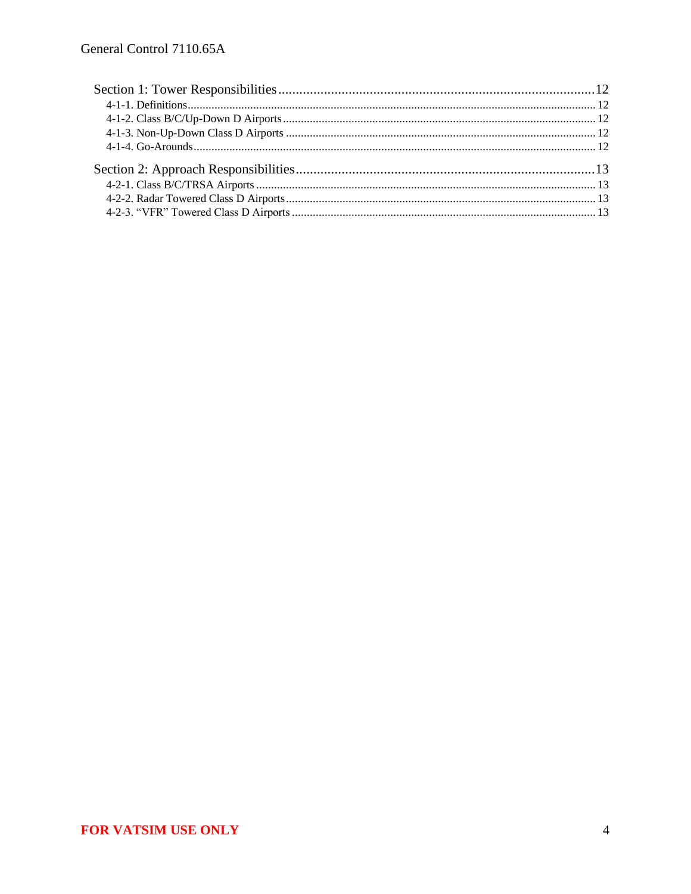Section 1: Tower Responsibilities ....................................................................................12

4-1-1. Definitions ....................................................................................................................... 12

4-1-2. Class B/C/Up-Down D Airports ........................................................................................ 12

4-1-3. Non-Up-Down Class D Airports ....................................................................................... 12

4-1-4. Go-Arounds ...................................................................................................................... 12

Section 2: Approach Responsibilities ...............................................................................13

4-2-1. Class B/C/TRSA Airports ................................................................................................. 13

4-2-2. Radar Towered Class D Airports ...................................................................................... 13

4-2-3. "VFR" Towered Class D Airports ..................................................................................... 13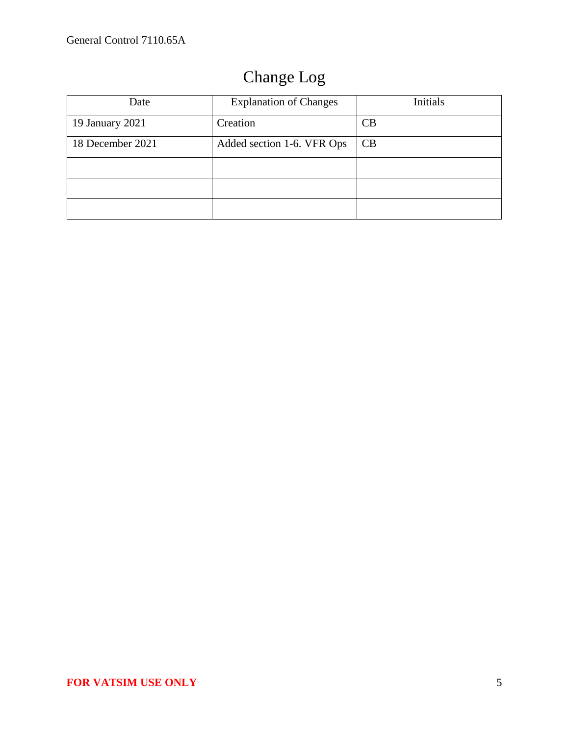# Change Log

| Date | Explanation of Changes | Initials |
|---|---|---|
| 19 January 2021 | Creation | CB |
| 18 December 2021 | Added section 1-6. VFR Ops | CB |
| | | |
| | | |
| | | |

**FOR VATSIM USE ONLY**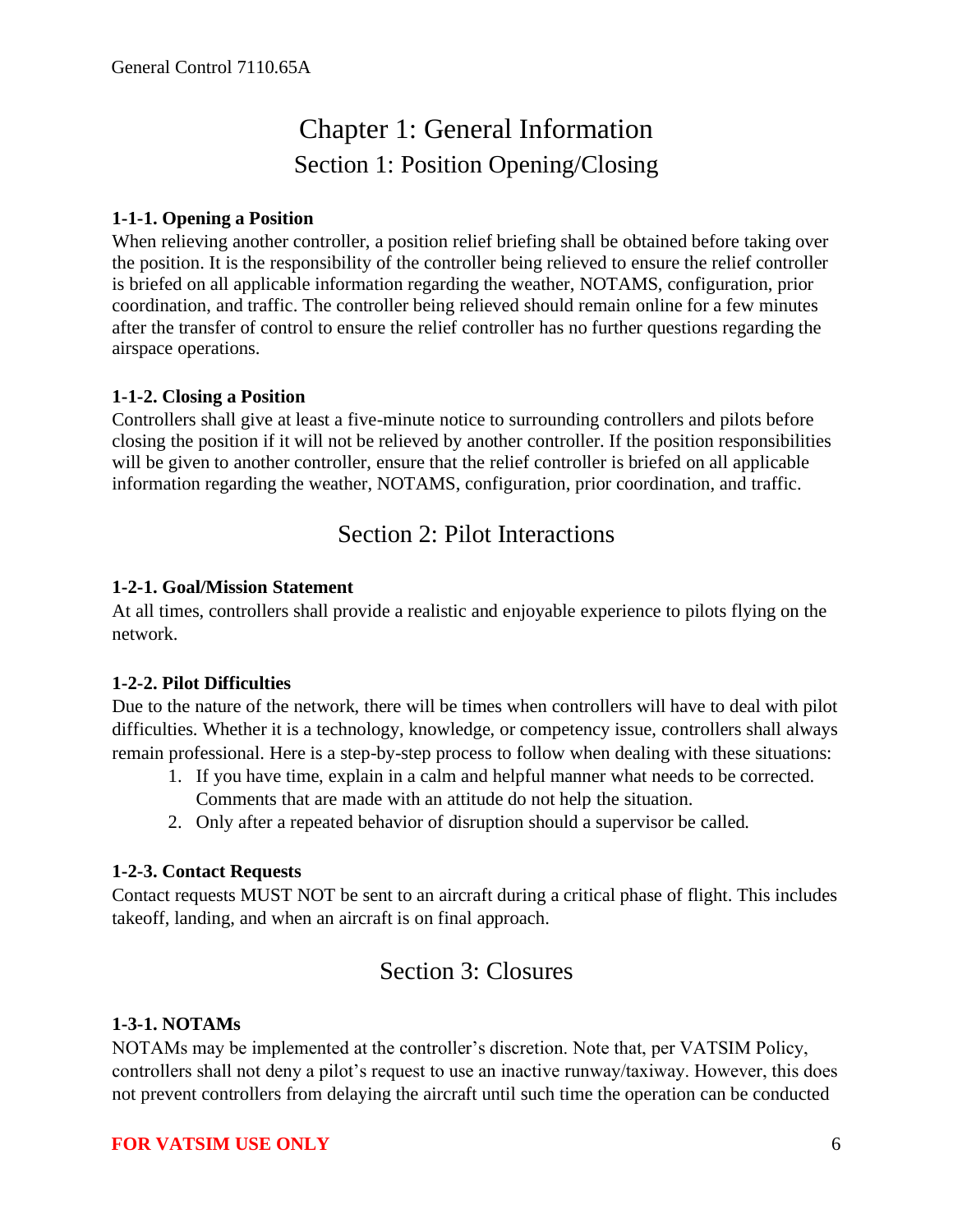# Chapter 1: General Information

## Section 1: Position Opening/Closing

**1-1-1. Opening a Position**

When relieving another controller, a position relief briefing shall be obtained before taking over the position. It is the responsibility of the controller being relieved to ensure the relief controller is briefed on all applicable information regarding the weather, NOTAMS, configuration, prior coordination, and traffic. The controller being relieved should remain online for a few minutes after the transfer of control to ensure the relief controller has no further questions regarding the airspace operations.

**1-1-2. Closing a Position**

Controllers shall give at least a five-minute notice to surrounding controllers and pilots before closing the position if it will not be relieved by another controller. If the position responsibilities will be given to another controller, ensure that the relief controller is briefed on all applicable information regarding the weather, NOTAMS, configuration, prior coordination, and traffic.

## Section 2: Pilot Interactions

**1-2-1. Goal/Mission Statement**

At all times, controllers shall provide a realistic and enjoyable experience to pilots flying on the network.

**1-2-2. Pilot Difficulties**

Due to the nature of the network, there will be times when controllers will have to deal with pilot difficulties. Whether it is a technology, knowledge, or competency issue, controllers shall always remain professional. Here is a step-by-step process to follow when dealing with these situations:

1. If you have time, explain in a calm and helpful manner what needs to be corrected. Comments that are made with an attitude do not help the situation.
2. Only after a repeated behavior of disruption should a supervisor be called.

**1-2-3. Contact Requests**

Contact requests MUST NOT be sent to an aircraft during a critical phase of flight. This includes takeoff, landing, and when an aircraft is on final approach.

## Section 3: Closures

**1-3-1. NOTAMs**

NOTAMs may be implemented at the controller's discretion. Note that, per VATSIM Policy, controllers shall not deny a pilot's request to use an inactive runway/taxiway. However, this does not prevent controllers from delaying the aircraft until such time the operation can be conducted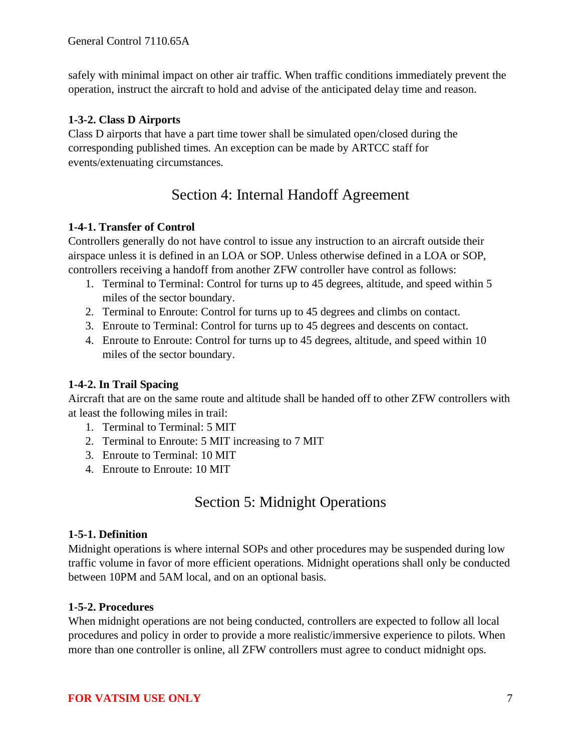safely with minimal impact on other air traffic. When traffic conditions immediately prevent the operation, instruct the aircraft to hold and advise of the anticipated delay time and reason.

**1-3-2. Class D Airports**

Class D airports that have a part time tower shall be simulated open/closed during the corresponding published times. An exception can be made by ARTCC staff for events/extenuating circumstances.

## Section 4: Internal Handoff Agreement

**1-4-1. Transfer of Control**

Controllers generally do not have control to issue any instruction to an aircraft outside their airspace unless it is defined in an LOA or SOP. Unless otherwise defined in a LOA or SOP, controllers receiving a handoff from another ZFW controller have control as follows:

1. Terminal to Terminal: Control for turns up to 45 degrees, altitude, and speed within 5 miles of the sector boundary.
2. Terminal to Enroute: Control for turns up to 45 degrees and climbs on contact.
3. Enroute to Terminal: Control for turns up to 45 degrees and descents on contact.
4. Enroute to Enroute: Control for turns up to 45 degrees, altitude, and speed within 10 miles of the sector boundary.

**1-4-2. In Trail Spacing**

Aircraft that are on the same route and altitude shall be handed off to other ZFW controllers with at least the following miles in trail:

1. Terminal to Terminal: 5 MIT
2. Terminal to Enroute: 5 MIT increasing to 7 MIT
3. Enroute to Terminal: 10 MIT
4. Enroute to Enroute: 10 MIT

## Section 5: Midnight Operations

**1-5-1. Definition**

Midnight operations is where internal SOPs and other procedures may be suspended during low traffic volume in favor of more efficient operations. Midnight operations shall only be conducted between 10PM and 5AM local, and on an optional basis.

**1-5-2. Procedures**

When midnight operations are not being conducted, controllers are expected to follow all local procedures and policy in order to provide a more realistic/immersive experience to pilots. When more than one controller is online, all ZFW controllers must agree to conduct midnight ops.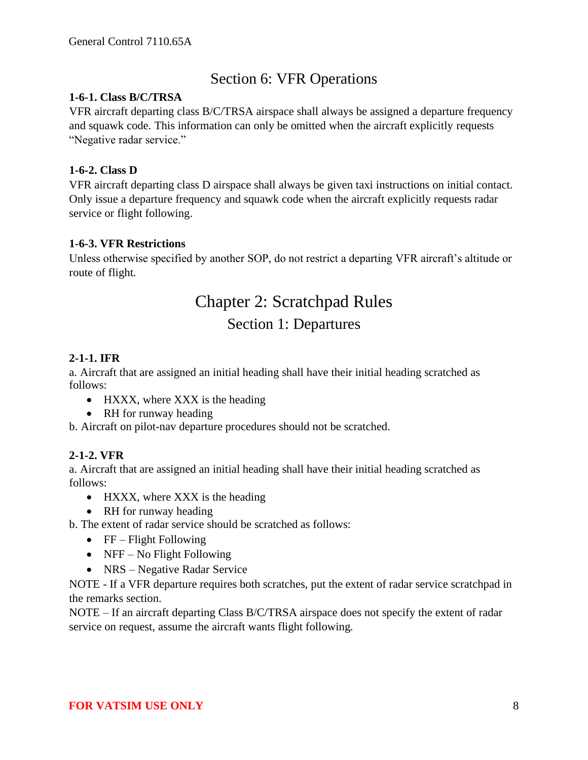## Section 6: VFR Operations

**1-6-1. Class B/C/TRSA**

VFR aircraft departing class B/C/TRSA airspace shall always be assigned a departure frequency and squawk code. This information can only be omitted when the aircraft explicitly requests "Negative radar service."

**1-6-2. Class D**

VFR aircraft departing class D airspace shall always be given taxi instructions on initial contact. Only issue a departure frequency and squawk code when the aircraft explicitly requests radar service or flight following.

**1-6-3. VFR Restrictions**

Unless otherwise specified by another SOP, do not restrict a departing VFR aircraft's altitude or route of flight.

# Chapter 2: Scratchpad Rules

## Section 1: Departures

**2-1-1. IFR**

a. Aircraft that are assigned an initial heading shall have their initial heading scratched as follows:

- HXXX, where XXX is the heading
- RH for runway heading

b. Aircraft on pilot-nav departure procedures should not be scratched.

**2-1-2. VFR**

a. Aircraft that are assigned an initial heading shall have their initial heading scratched as follows:

- HXXX, where XXX is the heading
- RH for runway heading

b. The extent of radar service should be scratched as follows:

- FF – Flight Following
- NFF – No Flight Following
- NRS – Negative Radar Service

NOTE - If a VFR departure requires both scratches, put the extent of radar service scratchpad in the remarks section.

NOTE – If an aircraft departing Class B/C/TRSA airspace does not specify the extent of radar service on request, assume the aircraft wants flight following.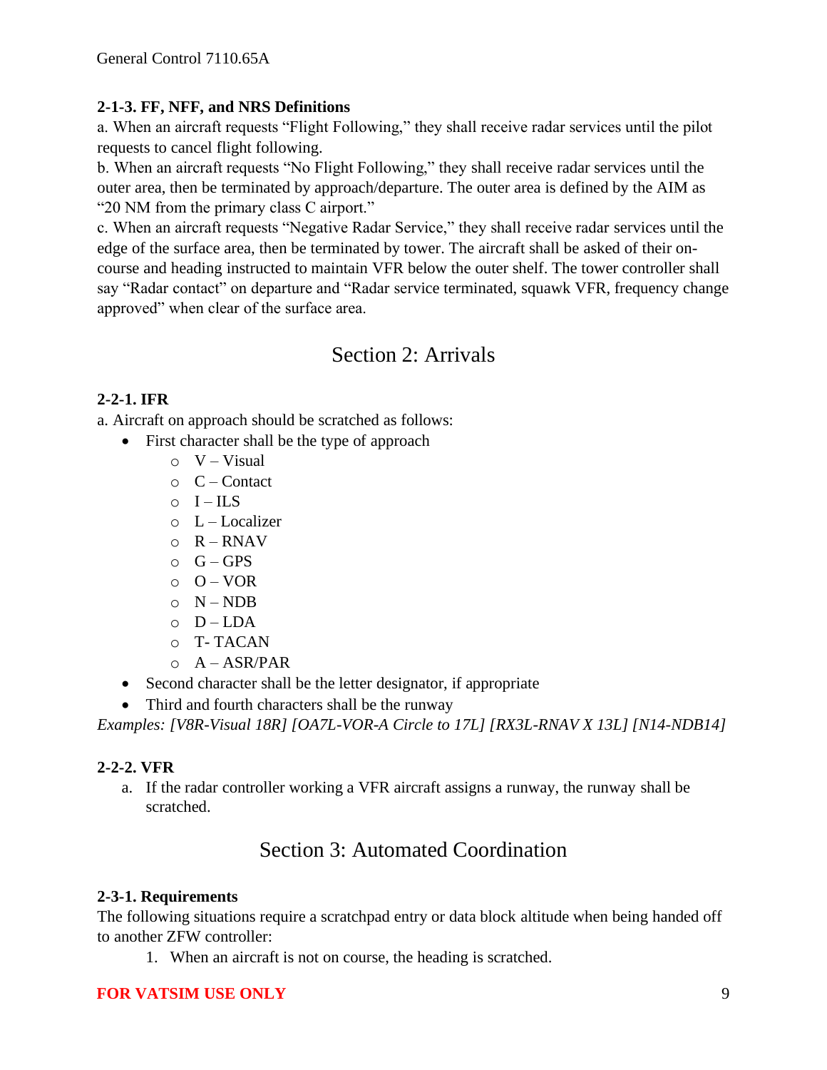**2-1-3. FF, NFF, and NRS Definitions**

a. When an aircraft requests "Flight Following," they shall receive radar services until the pilot requests to cancel flight following.

b. When an aircraft requests "No Flight Following," they shall receive radar services until the outer area, then be terminated by approach/departure. The outer area is defined by the AIM as "20 NM from the primary class C airport."

c. When an aircraft requests "Negative Radar Service," they shall receive radar services until the edge of the surface area, then be terminated by tower. The aircraft shall be asked of their on-course and heading instructed to maintain VFR below the outer shelf. The tower controller shall say "Radar contact" on departure and "Radar service terminated, squawk VFR, frequency change approved" when clear of the surface area.

## Section 2: Arrivals

**2-2-1. IFR**

a. Aircraft on approach should be scratched as follows:

- First character shall be the type of approach
  - V – Visual
  - C – Contact
  - I – ILS
  - L – Localizer
  - R – RNAV
  - G – GPS
  - O – VOR
  - N – NDB
  - D – LDA
  - T- TACAN
  - A – ASR/PAR
- Second character shall be the letter designator, if appropriate
- Third and fourth characters shall be the runway

*Examples: [V8R-Visual 18R] [OA7L-VOR-A Circle to 17L] [RX3L-RNAV X 13L] [N14-NDB14]*

**2-2-2. VFR**

a. If the radar controller working a VFR aircraft assigns a runway, the runway shall be scratched.

## Section 3: Automated Coordination

**2-3-1. Requirements**

The following situations require a scratchpad entry or data block altitude when being handed off to another ZFW controller:

1. When an aircraft is not on course, the heading is scratched.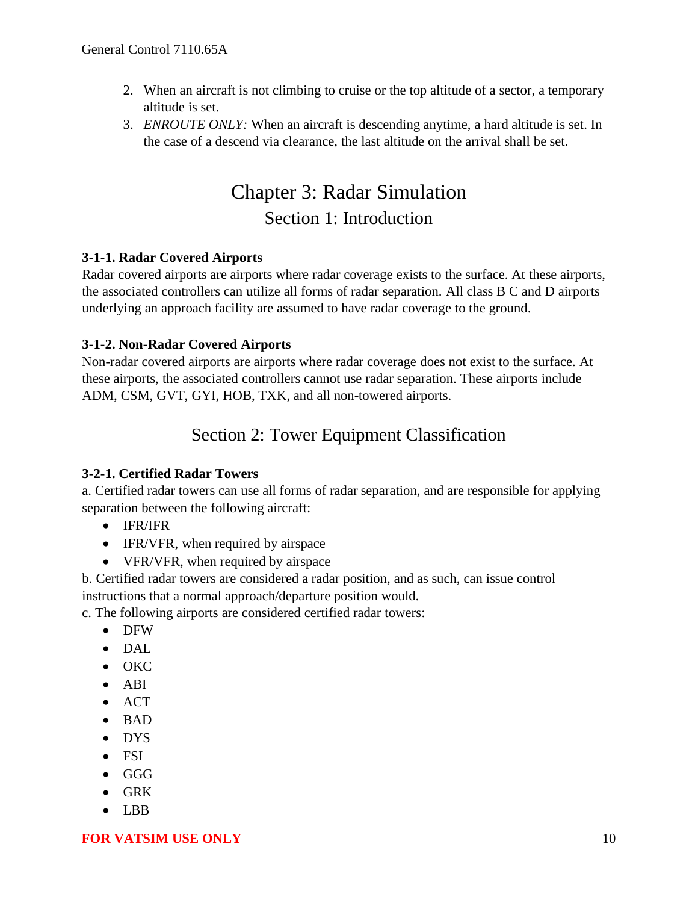2. When an aircraft is not climbing to cruise or the top altitude of a sector, a temporary altitude is set.
3. *ENROUTE ONLY:* When an aircraft is descending anytime, a hard altitude is set. In the case of a descend via clearance, the last altitude on the arrival shall be set.

# Chapter 3: Radar Simulation

## Section 1: Introduction

**3-1-1. Radar Covered Airports**

Radar covered airports are airports where radar coverage exists to the surface. At these airports, the associated controllers can utilize all forms of radar separation. All class B C and D airports underlying an approach facility are assumed to have radar coverage to the ground.

**3-1-2. Non-Radar Covered Airports**

Non-radar covered airports are airports where radar coverage does not exist to the surface. At these airports, the associated controllers cannot use radar separation. These airports include ADM, CSM, GVT, GYI, HOB, TXK, and all non-towered airports.

## Section 2: Tower Equipment Classification

**3-2-1. Certified Radar Towers**

a. Certified radar towers can use all forms of radar separation, and are responsible for applying separation between the following aircraft:

- IFR/IFR
- IFR/VFR, when required by airspace
- VFR/VFR, when required by airspace

b. Certified radar towers are considered a radar position, and as such, can issue control instructions that a normal approach/departure position would.

c. The following airports are considered certified radar towers:

- DFW
- DAL
- OKC
- ABI
- ACT
- BAD
- DYS
- FSI
- GGG
- GRK
- LBB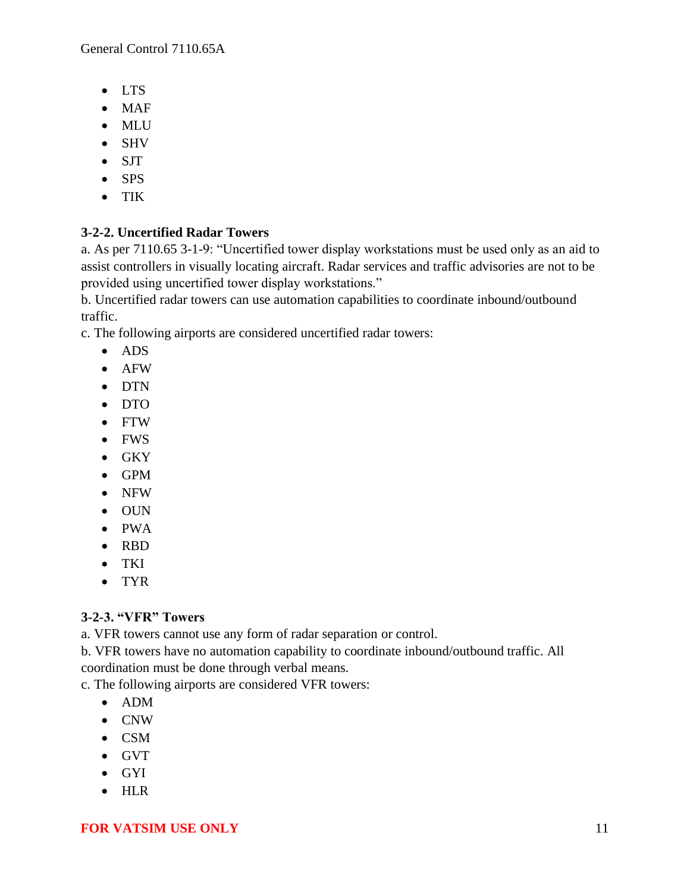- LTS
- MAF
- MLU
- SHV
- SJT
- SPS
- TIK

### 3-2-2. Uncertified Radar Towers

a. As per 7110.65 3-1-9: "Uncertified tower display workstations must be used only as an aid to assist controllers in visually locating aircraft. Radar services and traffic advisories are not to be provided using uncertified tower display workstations."

b. Uncertified radar towers can use automation capabilities to coordinate inbound/outbound traffic.

c. The following airports are considered uncertified radar towers:

- ADS
- AFW
- DTN
- DTO
- FTW
- FWS
- GKY
- GPM
- NFW
- OUN
- PWA
- RBD
- TKI
- TYR

### 3-2-3. "VFR" Towers

a. VFR towers cannot use any form of radar separation or control.

b. VFR towers have no automation capability to coordinate inbound/outbound traffic. All coordination must be done through verbal means.

c. The following airports are considered VFR towers:

- ADM
- CNW
- CSM
- GVT
- GYI
- HLR

**FOR VATSIM USE ONLY**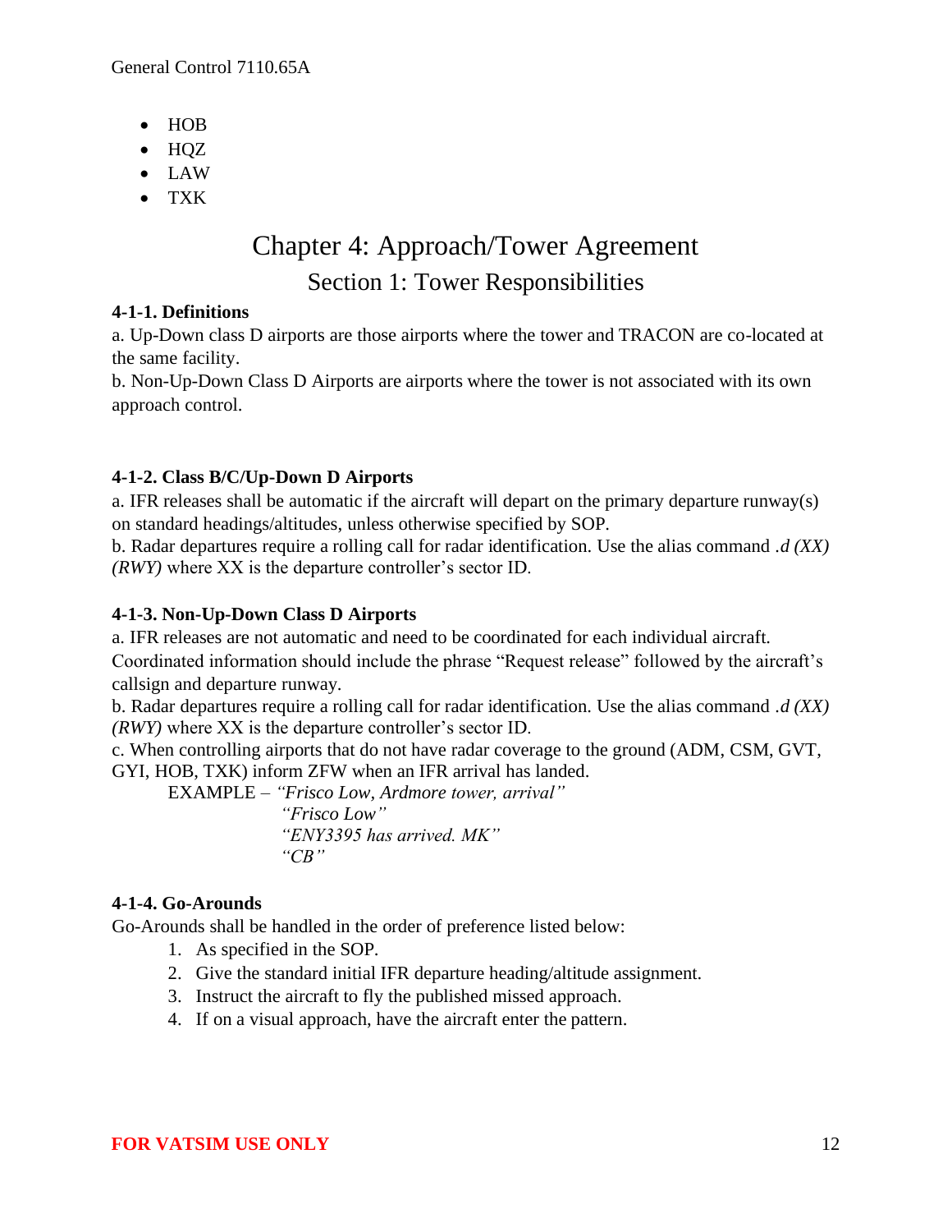- HOB
- HQZ
- LAW
- TXK

# Chapter 4: Approach/Tower Agreement

## Section 1: Tower Responsibilities

**4-1-1. Definitions**

a. Up-Down class D airports are those airports where the tower and TRACON are co-located at the same facility.

b. Non-Up-Down Class D Airports are airports where the tower is not associated with its own approach control.

**4-1-2. Class B/C/Up-Down D Airports**

a. IFR releases shall be automatic if the aircraft will depart on the primary departure runway(s) on standard headings/altitudes, unless otherwise specified by SOP.

b. Radar departures require a rolling call for radar identification. Use the alias command *.d (XX) (RWY)* where XX is the departure controller's sector ID.

**4-1-3. Non-Up-Down Class D Airports**

a. IFR releases are not automatic and need to be coordinated for each individual aircraft. Coordinated information should include the phrase "Request release" followed by the aircraft's callsign and departure runway.

b. Radar departures require a rolling call for radar identification. Use the alias command *.d (XX) (RWY)* where XX is the departure controller's sector ID.

c. When controlling airports that do not have radar coverage to the ground (ADM, CSM, GVT, GYI, HOB, TXK) inform ZFW when an IFR arrival has landed.

EXAMPLE – *"Frisco Low, Ardmore tower, arrival"*
*"Frisco Low"*
*"ENY3395 has arrived. MK"*
*"CB"*

**4-1-4. Go-Arounds**

Go-Arounds shall be handled in the order of preference listed below:

1. As specified in the SOP.
2. Give the standard initial IFR departure heading/altitude assignment.
3. Instruct the aircraft to fly the published missed approach.
4. If on a visual approach, have the aircraft enter the pattern.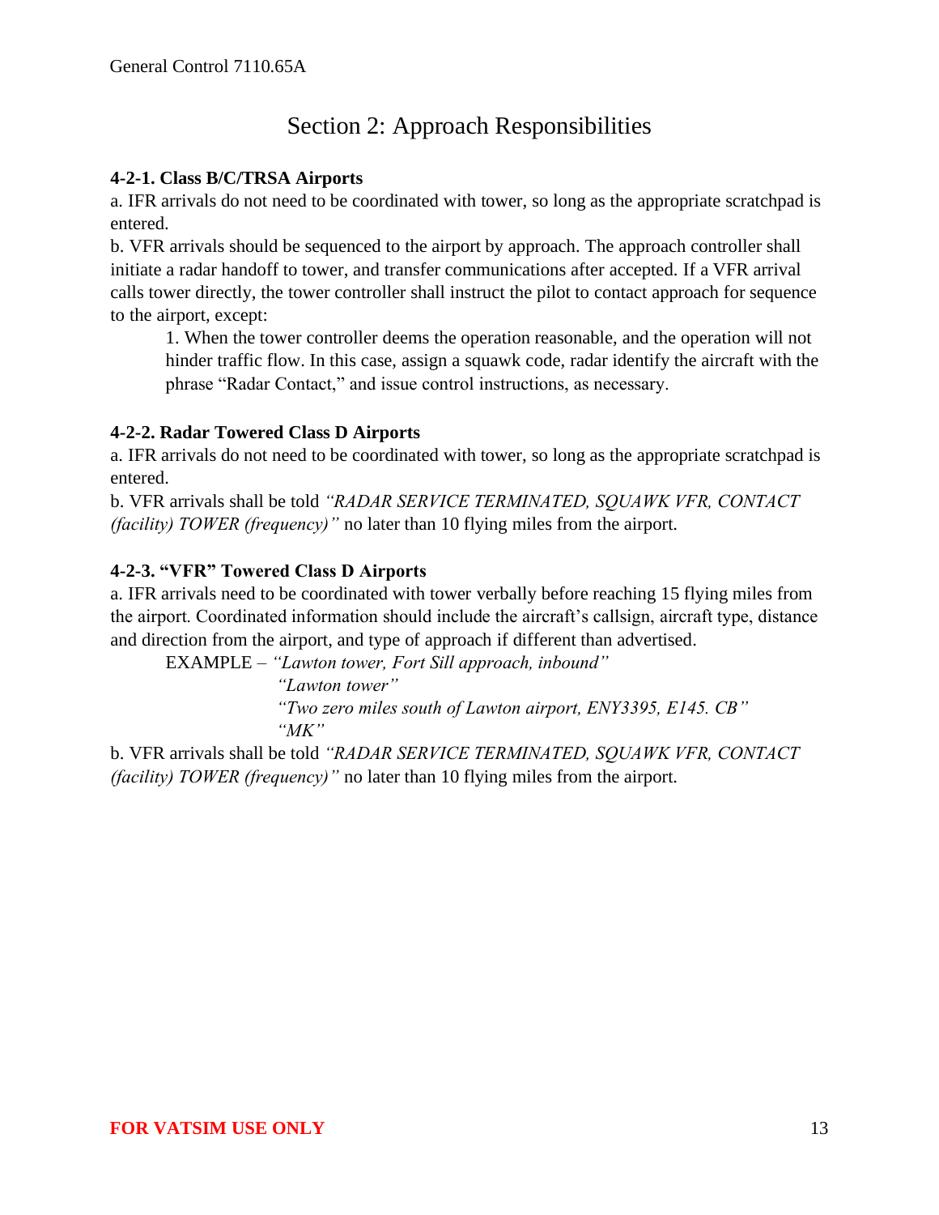## Section 2: Approach Responsibilities

**4-2-1. Class B/C/TRSA Airports**

a. IFR arrivals do not need to be coordinated with tower, so long as the appropriate scratchpad is entered.

b. VFR arrivals should be sequenced to the airport by approach. The approach controller shall initiate a radar handoff to tower, and transfer communications after accepted. If a VFR arrival calls tower directly, the tower controller shall instruct the pilot to contact approach for sequence to the airport, except:

> 1. When the tower controller deems the operation reasonable, and the operation will not hinder traffic flow. In this case, assign a squawk code, radar identify the aircraft with the phrase "Radar Contact," and issue control instructions, as necessary.

**4-2-2. Radar Towered Class D Airports**

a. IFR arrivals do not need to be coordinated with tower, so long as the appropriate scratchpad is entered.

b. VFR arrivals shall be told *"RADAR SERVICE TERMINATED, SQUAWK VFR, CONTACT (facility) TOWER (frequency)"* no later than 10 flying miles from the airport.

**4-2-3. "VFR" Towered Class D Airports**

a. IFR arrivals need to be coordinated with tower verbally before reaching 15 flying miles from the airport. Coordinated information should include the aircraft's callsign, aircraft type, distance and direction from the airport, and type of approach if different than advertised.

> EXAMPLE – *"Lawton tower, Fort Sill approach, inbound"*
> *"Lawton tower"*
> *"Two zero miles south of Lawton airport, ENY3395, E145. CB"*
> *"MK"*

b. VFR arrivals shall be told *"RADAR SERVICE TERMINATED, SQUAWK VFR, CONTACT (facility) TOWER (frequency)"* no later than 10 flying miles from the airport.